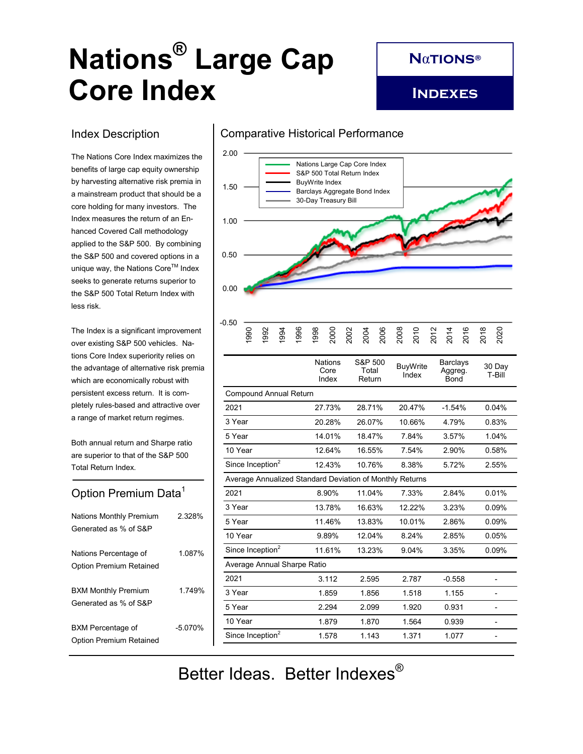# Nations® Large Cap Core Index

**NαTIONS® INDEXES**

## Index Description

The Nations Core Index maximizes the benefits of large cap equity ownership by harvesting alternative risk premia in a mainstream product that should be a core holding for many investors. The Index measures the return of an Enhanced Covered Call methodology applied to the S&P 500. By combining the S&P 500 and covered options in a unique way, the Nations Core™ Index seeks to generate returns superior to the S&P 500 Total Return Index with less risk.

The Index is a significant improvement over existing S&P 500 vehicles. Nations Core Index superiority relies on the advantage of alternative risk premia which are economically robust with persistent excess return. It is completely rules-based and attractive over a range of market return regimes.

Both annual return and Sharpe ratio are superior to that of the S&P 500 Total Return Index.

## Option Premium Data[1]

| | |
|---|---|
| Nations Monthly Premium Generated as % of S&P | 2.328% |
| Nations Percentage of Option Premium Retained | 1.087% |
| BXM Monthly Premium Generated as % of S&P | 1.749% |
| BXM Percentage of Option Premium Retained | -5.070% |

## Comparative Historical Performance

| | Nations Core Index | S&P 500 Total Return | BuyWrite Index | Barclays Aggreg. Bond | 30 Day T-Bill |
|---|---|---|---|---|---|
| **Compound Annual Return** | | | | | |
| 2021 | 27.73% | 28.71% | 20.47% | -1.54% | 0.04% |
| 3 Year | 20.28% | 26.07% | 10.66% | 4.79% | 0.83% |
| 5 Year | 14.01% | 18.47% | 7.84% | 3.57% | 1.04% |
| 10 Year | 12.64% | 16.55% | 7.54% | 2.90% | 0.58% |
| Since Inception[2] | 12.43% | 10.76% | 8.38% | 5.72% | 2.55% |
| **Average Annualized Standard Deviation of Monthly Returns** | | | | | |
| 2021 | 8.90% | 11.04% | 7.33% | 2.84% | 0.01% |
| 3 Year | 13.78% | 16.63% | 12.22% | 3.23% | 0.09% |
| 5 Year | 11.46% | 13.83% | 10.01% | 2.86% | 0.09% |
| 10 Year | 9.89% | 12.04% | 8.24% | 2.85% | 0.05% |
| Since Inception[2] | 11.61% | 13.23% | 9.04% | 3.35% | 0.09% |
| **Average Annual Sharpe Ratio** | | | | | |
| 2021 | 3.112 | 2.595 | 2.787 | -0.558 | - |
| 3 Year | 1.859 | 1.856 | 1.518 | 1.155 | - |
| 5 Year | 2.294 | 2.099 | 1.920 | 0.931 | - |
| 10 Year | 1.879 | 1.870 | 1.564 | 0.939 | - |
| Since Inception[2] | 1.578 | 1.143 | 1.371 | 1.077 | - |

Better Ideas. Better Indexes®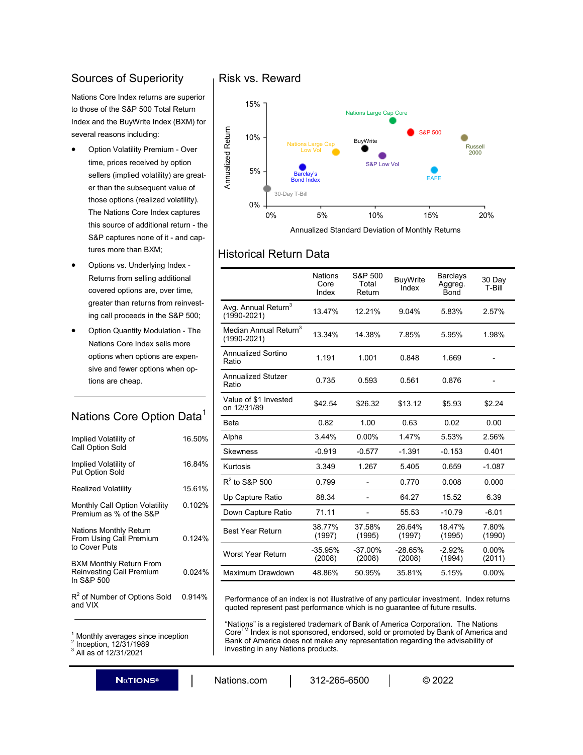## Sources of Superiority

Nations Core Index returns are superior to those of the S&P 500 Total Return Index and the BuyWrite Index (BXM) for several reasons including:

- Option Volatility Premium - Over time, prices received by option sellers (implied volatility) are greater than the subsequent value of those options (realized volatility). The Nations Core Index captures this source of additional return - the S&P captures none of it - and captures more than BXM;
- Options vs. Underlying Index - Returns from selling additional covered options are, over time, greater than returns from reinvesting call proceeds in the S&P 500;
- Option Quantity Modulation - The Nations Core Index sells more options when options are expensive and fewer options when options are cheap.

## Nations Core Option Data[1]

| | |
|---|---|
| Implied Volatility of Call Option Sold | 16.50% |
| Implied Volatility of Put Option Sold | 16.84% |
| Realized Volatility | 15.61% |
| Monthly Call Option Volatility Premium as % of the S&P | 0.102% |
| Nations Monthly Return From Using Call Premium to Cover Puts | 0.124% |
| BXM Monthly Return From Reinvesting Call Premium In S&P 500 | 0.024% |
| $R^2$ of Number of Options Sold and VIX | 0.914% |

[1] Monthly averages since inception
[2] Inception, 12/31/1989
[3] All as of 12/31/2021

## Risk vs. Reward

15%
10%
5%
0%
Annualized Return
0%
5%
10%
15%
20%
Annualized Standard Deviation of Monthly Returns
Nations Large Cap Core
S&P 500
Russell 2000
BuyWrite
Nations Large Cap Low Vol
S&P Low Vol
Barclay's Bond Index
EAFE
30-Day T-Bill

## Historical Return Data

| | Nations Core Index | S&P 500 Total Return | BuyWrite Index | Barclays Aggreg. Bond | 30 Day T-Bill |
|---|---|---|---|---|---|
| Avg. Annual Return[3] (1990-2021) | 13.47% | 12.21% | 9.04% | 5.83% | 2.57% |
| Median Annual Return[3] (1990-2021) | 13.34% | 14.38% | 7.85% | 5.95% | 1.98% |
| Annualized Sortino Ratio | 1.191 | 1.001 | 0.848 | 1.669 | - |
| Annualized Stutzer Ratio | 0.735 | 0.593 | 0.561 | 0.876 | - |
| Value of $1 Invested on 12/31/89 | $42.54 | $26.32 | $13.12 | $5.93 | $2.24 |
| Beta | 0.82 | 1.00 | 0.63 | 0.02 | 0.00 |
| Alpha | 3.44% | 0.00% | 1.47% | 5.53% | 2.56% |
| Skewness | -0.919 | -0.577 | -1.391 | -0.153 | 0.401 |
| Kurtosis | 3.349 | 1.267 | 5.405 | 0.659 | -1.087 |
| $R^2$ to S&P 500 | 0.799 | - | 0.770 | 0.008 | 0.000 |
| Up Capture Ratio | 88.34 | - | 64.27 | 15.52 | 6.39 |
| Down Capture Ratio | 71.11 | - | 55.53 | -10.79 | -6.01 |
| Best Year Return | 38.77% (1997) | 37.58% (1995) | 26.64% (1997) | 18.47% (1995) | 7.80% (1990) |
| Worst Year Return | -35.95% (2008) | -37.00% (2008) | -28.65% (2008) | -2.92% (1994) | 0.00% (2011) |
| Maximum Drawdown | 48.86% | 50.95% | 35.81% | 5.15% | 0.00% |

Performance of an index is not illustrative of any particular investment. Index returns quoted represent past performance which is no guarantee of future results.

"Nations" is a registered trademark of Bank of America Corporation. The Nations Core™ Index is not sponsored, endorsed, sold or promoted by Bank of America and Bank of America does not make any representation regarding the advisability of investing in any Nations products.

NATIONS® | Nations.com | 312-265-6500 | © 2022